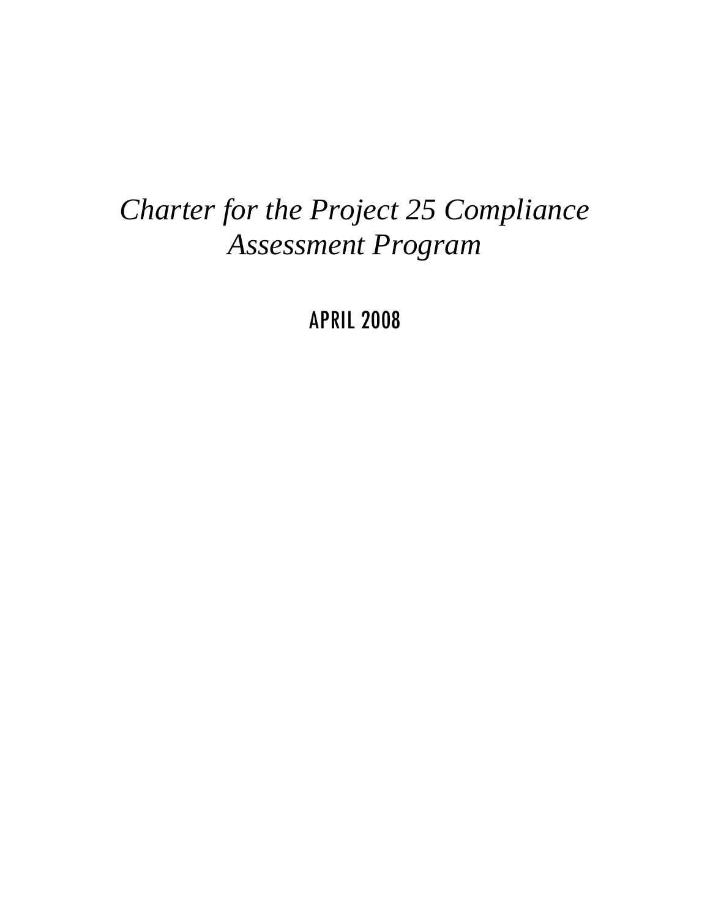# *Charter for the Project 25 Compliance Assessment Program*

APRIL 2008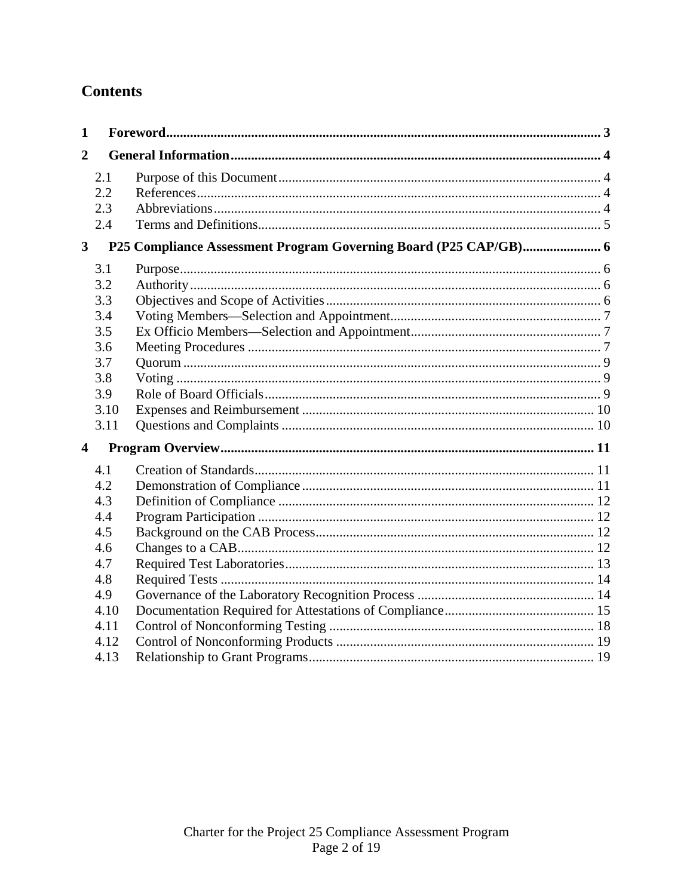## Contents

**1 Foreword** ... 3

**2 General Information** ... 4

- 2.1 Purpose of this Document ... 4
- 2.2 References ... 4
- 2.3 Abbreviations ... 4
- 2.4 Terms and Definitions ... 5

**3 P25 Compliance Assessment Program Governing Board (P25 CAP/GB)** ... 6

- 3.1 Purpose ... 6
- 3.2 Authority ... 6
- 3.3 Objectives and Scope of Activities ... 6
- 3.4 Voting Members—Selection and Appointment ... 7
- 3.5 Ex Officio Members—Selection and Appointment ... 7
- 3.6 Meeting Procedures ... 7
- 3.7 Quorum ... 9
- 3.8 Voting ... 9
- 3.9 Role of Board Officials ... 9
- 3.10 Expenses and Reimbursement ... 10
- 3.11 Questions and Complaints ... 10

**4 Program Overview** ... 11

- 4.1 Creation of Standards ... 11
- 4.2 Demonstration of Compliance ... 11
- 4.3 Definition of Compliance ... 12
- 4.4 Program Participation ... 12
- 4.5 Background on the CAB Process ... 12
- 4.6 Changes to a CAB ... 12
- 4.7 Required Test Laboratories ... 13
- 4.8 Required Tests ... 14
- 4.9 Governance of the Laboratory Recognition Process ... 14
- 4.10 Documentation Required for Attestations of Compliance ... 15
- 4.11 Control of Nonconforming Testing ... 18
- 4.12 Control of Nonconforming Products ... 19
- 4.13 Relationship to Grant Programs ... 19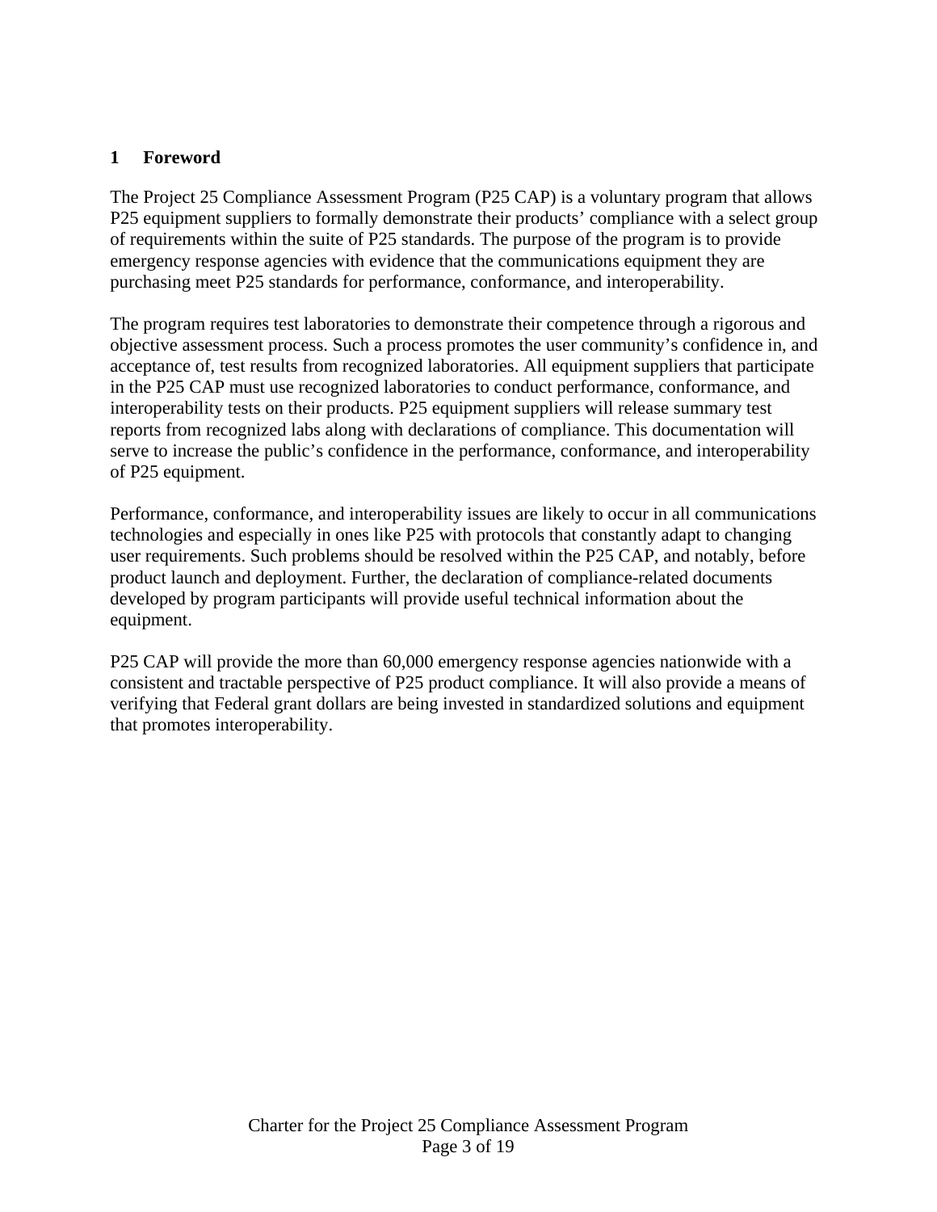# 1 Foreword

The Project 25 Compliance Assessment Program (P25 CAP) is a voluntary program that allows P25 equipment suppliers to formally demonstrate their products' compliance with a select group of requirements within the suite of P25 standards. The purpose of the program is to provide emergency response agencies with evidence that the communications equipment they are purchasing meet P25 standards for performance, conformance, and interoperability.

The program requires test laboratories to demonstrate their competence through a rigorous and objective assessment process. Such a process promotes the user community's confidence in, and acceptance of, test results from recognized laboratories. All equipment suppliers that participate in the P25 CAP must use recognized laboratories to conduct performance, conformance, and interoperability tests on their products. P25 equipment suppliers will release summary test reports from recognized labs along with declarations of compliance. This documentation will serve to increase the public's confidence in the performance, conformance, and interoperability of P25 equipment.

Performance, conformance, and interoperability issues are likely to occur in all communications technologies and especially in ones like P25 with protocols that constantly adapt to changing user requirements. Such problems should be resolved within the P25 CAP, and notably, before product launch and deployment. Further, the declaration of compliance-related documents developed by program participants will provide useful technical information about the equipment.

P25 CAP will provide the more than 60,000 emergency response agencies nationwide with a consistent and tractable perspective of P25 product compliance. It will also provide a means of verifying that Federal grant dollars are being invested in standardized solutions and equipment that promotes interoperability.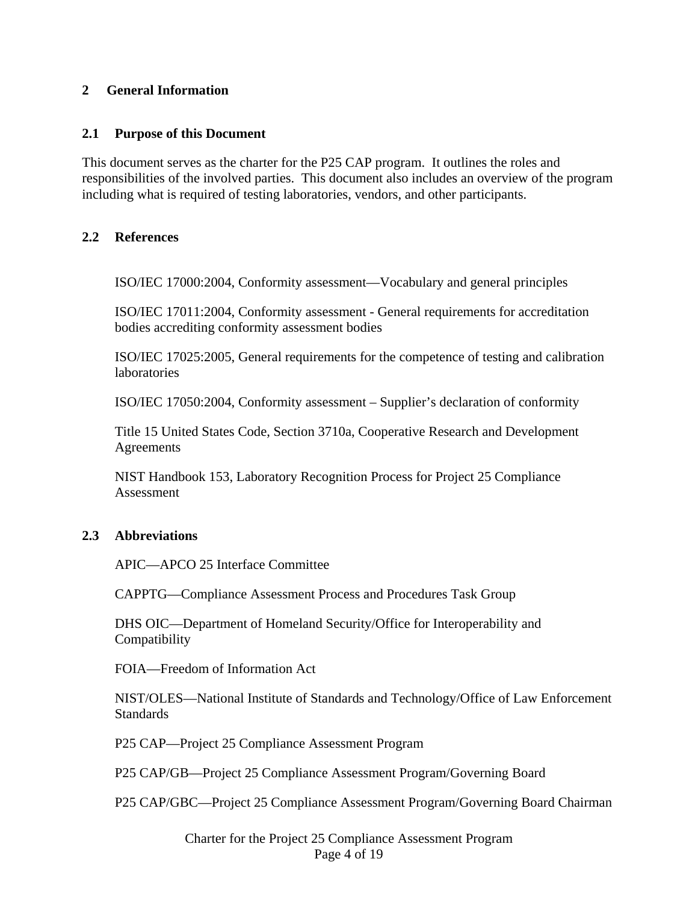## 2 General Information

### 2.1 Purpose of this Document

This document serves as the charter for the P25 CAP program. It outlines the roles and responsibilities of the involved parties. This document also includes an overview of the program including what is required of testing laboratories, vendors, and other participants.

### 2.2 References

ISO/IEC 17000:2004, Conformity assessment—Vocabulary and general principles

ISO/IEC 17011:2004, Conformity assessment - General requirements for accreditation bodies accrediting conformity assessment bodies

ISO/IEC 17025:2005, General requirements for the competence of testing and calibration laboratories

ISO/IEC 17050:2004, Conformity assessment – Supplier's declaration of conformity

Title 15 United States Code, Section 3710a, Cooperative Research and Development Agreements

NIST Handbook 153, Laboratory Recognition Process for Project 25 Compliance Assessment

### 2.3 Abbreviations

APIC—APCO 25 Interface Committee

CAPPTG—Compliance Assessment Process and Procedures Task Group

DHS OIC—Department of Homeland Security/Office for Interoperability and Compatibility

FOIA—Freedom of Information Act

NIST/OLES—National Institute of Standards and Technology/Office of Law Enforcement Standards

P25 CAP—Project 25 Compliance Assessment Program

P25 CAP/GB—Project 25 Compliance Assessment Program/Governing Board

P25 CAP/GBC—Project 25 Compliance Assessment Program/Governing Board Chairman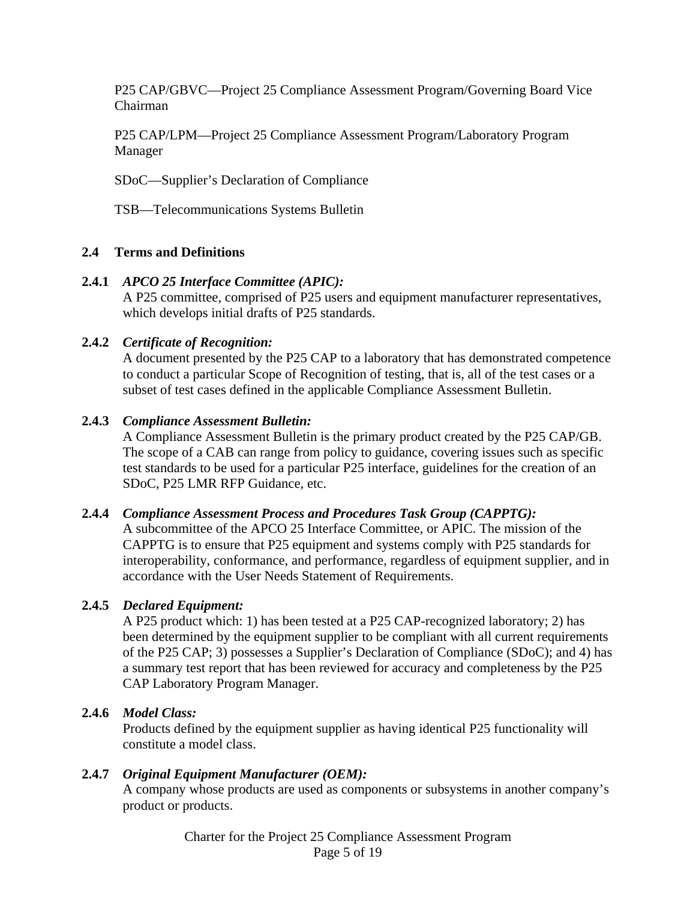P25 CAP/GBVC—Project 25 Compliance Assessment Program/Governing Board Vice Chairman

P25 CAP/LPM—Project 25 Compliance Assessment Program/Laboratory Program Manager

SDoC—Supplier's Declaration of Compliance

TSB—Telecommunications Systems Bulletin

## 2.4 Terms and Definitions

**2.4.1** ***APCO 25 Interface Committee (APIC):***
A P25 committee, comprised of P25 users and equipment manufacturer representatives, which develops initial drafts of P25 standards.

**2.4.2** ***Certificate of Recognition:***
A document presented by the P25 CAP to a laboratory that has demonstrated competence to conduct a particular Scope of Recognition of testing, that is, all of the test cases or a subset of test cases defined in the applicable Compliance Assessment Bulletin.

**2.4.3** ***Compliance Assessment Bulletin:***
A Compliance Assessment Bulletin is the primary product created by the P25 CAP/GB. The scope of a CAB can range from policy to guidance, covering issues such as specific test standards to be used for a particular P25 interface, guidelines for the creation of an SDoC, P25 LMR RFP Guidance, etc.

**2.4.4** ***Compliance Assessment Process and Procedures Task Group (CAPPTG):***
A subcommittee of the APCO 25 Interface Committee, or APIC. The mission of the CAPPTG is to ensure that P25 equipment and systems comply with P25 standards for interoperability, conformance, and performance, regardless of equipment supplier, and in accordance with the User Needs Statement of Requirements.

**2.4.5** ***Declared Equipment:***
A P25 product which: 1) has been tested at a P25 CAP-recognized laboratory; 2) has been determined by the equipment supplier to be compliant with all current requirements of the P25 CAP; 3) possesses a Supplier's Declaration of Compliance (SDoC); and 4) has a summary test report that has been reviewed for accuracy and completeness by the P25 CAP Laboratory Program Manager.

**2.4.6** ***Model Class:***
Products defined by the equipment supplier as having identical P25 functionality will constitute a model class.

**2.4.7** ***Original Equipment Manufacturer (OEM):***
A company whose products are used as components or subsystems in another company's product or products.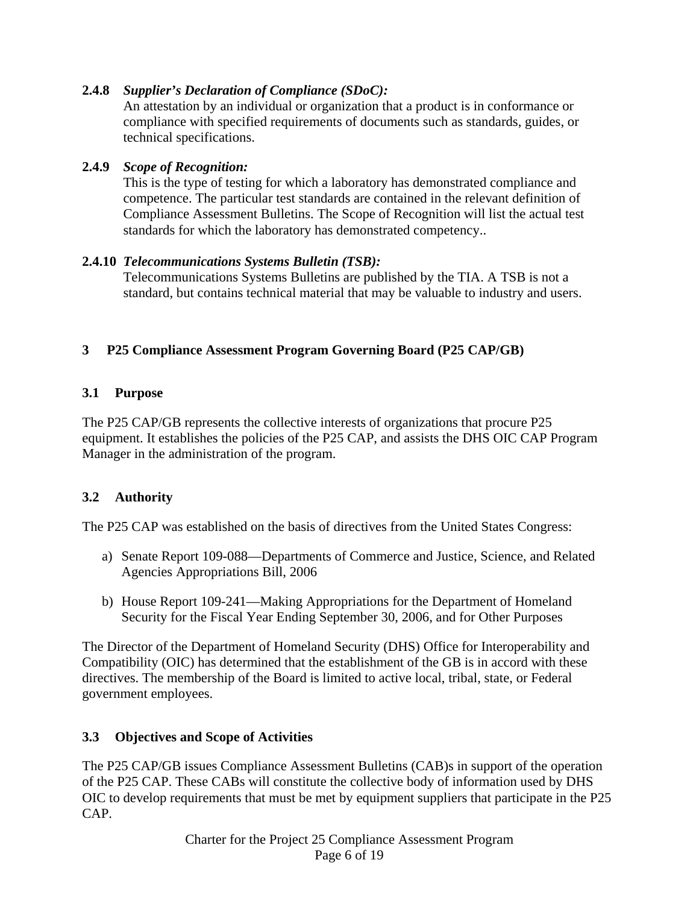**2.4.8** ***Supplier's Declaration of Compliance (SDoC):***

An attestation by an individual or organization that a product is in conformance or compliance with specified requirements of documents such as standards, guides, or technical specifications.

**2.4.9** ***Scope of Recognition:***

This is the type of testing for which a laboratory has demonstrated compliance and competence. The particular test standards are contained in the relevant definition of Compliance Assessment Bulletins. The Scope of Recognition will list the actual test standards for which the laboratory has demonstrated competency..

**2.4.10** ***Telecommunications Systems Bulletin (TSB):***

Telecommunications Systems Bulletins are published by the TIA. A TSB is not a standard, but contains technical material that may be valuable to industry and users.

# 3 P25 Compliance Assessment Program Governing Board (P25 CAP/GB)

## 3.1 Purpose

The P25 CAP/GB represents the collective interests of organizations that procure P25 equipment. It establishes the policies of the P25 CAP, and assists the DHS OIC CAP Program Manager in the administration of the program.

## 3.2 Authority

The P25 CAP was established on the basis of directives from the United States Congress:

a) Senate Report 109-088—Departments of Commerce and Justice, Science, and Related Agencies Appropriations Bill, 2006

b) House Report 109-241—Making Appropriations for the Department of Homeland Security for the Fiscal Year Ending September 30, 2006, and for Other Purposes

The Director of the Department of Homeland Security (DHS) Office for Interoperability and Compatibility (OIC) has determined that the establishment of the GB is in accord with these directives. The membership of the Board is limited to active local, tribal, state, or Federal government employees.

## 3.3 Objectives and Scope of Activities

The P25 CAP/GB issues Compliance Assessment Bulletins (CAB)s in support of the operation of the P25 CAP. These CABs will constitute the collective body of information used by DHS OIC to develop requirements that must be met by equipment suppliers that participate in the P25 CAP.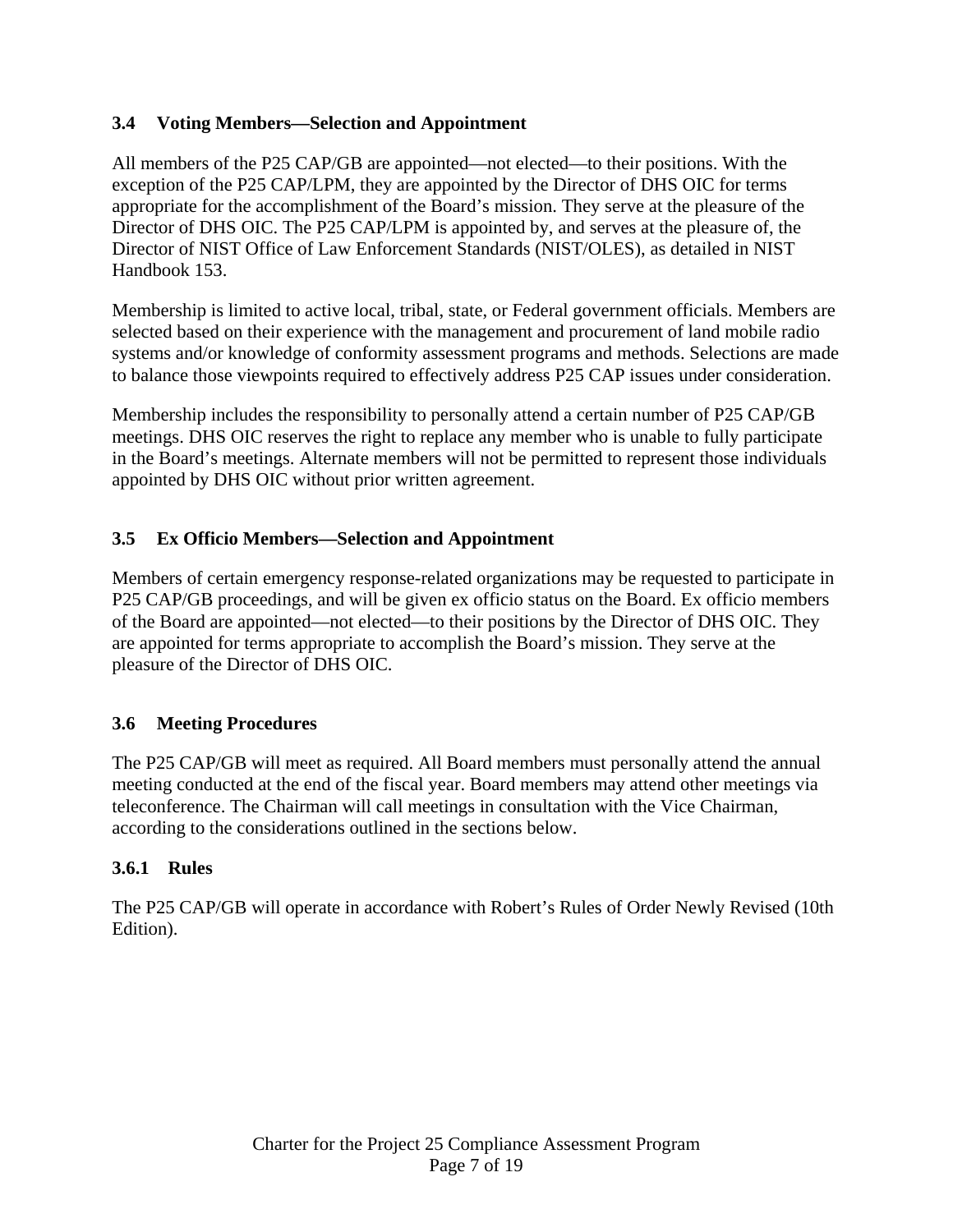### 3.4 Voting Members—Selection and Appointment

All members of the P25 CAP/GB are appointed—not elected—to their positions. With the exception of the P25 CAP/LPM, they are appointed by the Director of DHS OIC for terms appropriate for the accomplishment of the Board's mission. They serve at the pleasure of the Director of DHS OIC. The P25 CAP/LPM is appointed by, and serves at the pleasure of, the Director of NIST Office of Law Enforcement Standards (NIST/OLES), as detailed in NIST Handbook 153.

Membership is limited to active local, tribal, state, or Federal government officials. Members are selected based on their experience with the management and procurement of land mobile radio systems and/or knowledge of conformity assessment programs and methods. Selections are made to balance those viewpoints required to effectively address P25 CAP issues under consideration.

Membership includes the responsibility to personally attend a certain number of P25 CAP/GB meetings. DHS OIC reserves the right to replace any member who is unable to fully participate in the Board's meetings. Alternate members will not be permitted to represent those individuals appointed by DHS OIC without prior written agreement.

### 3.5 Ex Officio Members—Selection and Appointment

Members of certain emergency response-related organizations may be requested to participate in P25 CAP/GB proceedings, and will be given ex officio status on the Board. Ex officio members of the Board are appointed—not elected—to their positions by the Director of DHS OIC. They are appointed for terms appropriate to accomplish the Board's mission. They serve at the pleasure of the Director of DHS OIC.

### 3.6 Meeting Procedures

The P25 CAP/GB will meet as required. All Board members must personally attend the annual meeting conducted at the end of the fiscal year. Board members may attend other meetings via teleconference. The Chairman will call meetings in consultation with the Vice Chairman, according to the considerations outlined in the sections below.

#### 3.6.1 Rules

The P25 CAP/GB will operate in accordance with Robert's Rules of Order Newly Revised (10th Edition).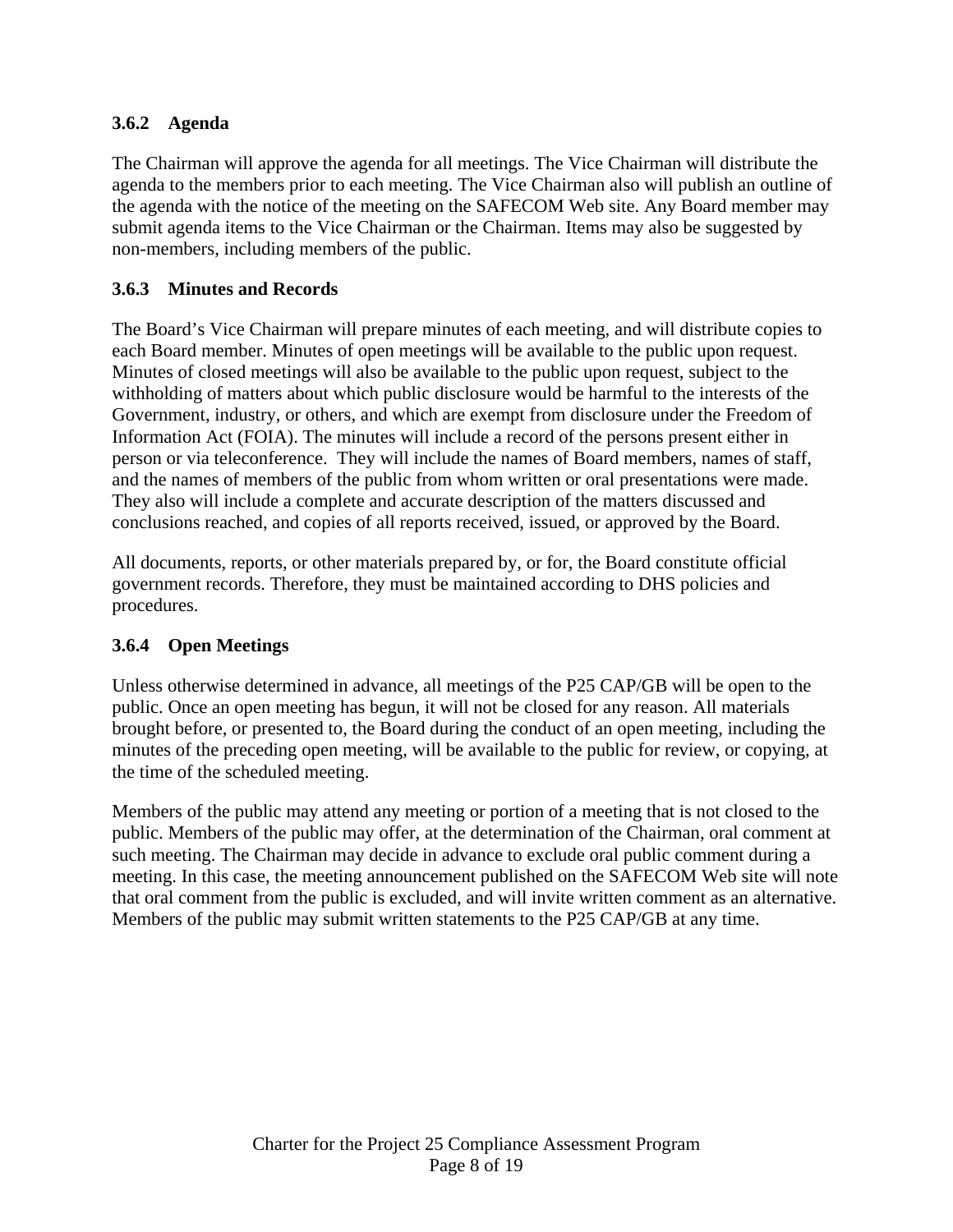### 3.6.2 Agenda

The Chairman will approve the agenda for all meetings. The Vice Chairman will distribute the agenda to the members prior to each meeting. The Vice Chairman also will publish an outline of the agenda with the notice of the meeting on the SAFECOM Web site. Any Board member may submit agenda items to the Vice Chairman or the Chairman. Items may also be suggested by non-members, including members of the public.

### 3.6.3 Minutes and Records

The Board's Vice Chairman will prepare minutes of each meeting, and will distribute copies to each Board member. Minutes of open meetings will be available to the public upon request. Minutes of closed meetings will also be available to the public upon request, subject to the withholding of matters about which public disclosure would be harmful to the interests of the Government, industry, or others, and which are exempt from disclosure under the Freedom of Information Act (FOIA). The minutes will include a record of the persons present either in person or via teleconference. They will include the names of Board members, names of staff, and the names of members of the public from whom written or oral presentations were made. They also will include a complete and accurate description of the matters discussed and conclusions reached, and copies of all reports received, issued, or approved by the Board.

All documents, reports, or other materials prepared by, or for, the Board constitute official government records. Therefore, they must be maintained according to DHS policies and procedures.

### 3.6.4 Open Meetings

Unless otherwise determined in advance, all meetings of the P25 CAP/GB will be open to the public. Once an open meeting has begun, it will not be closed for any reason. All materials brought before, or presented to, the Board during the conduct of an open meeting, including the minutes of the preceding open meeting, will be available to the public for review, or copying, at the time of the scheduled meeting.

Members of the public may attend any meeting or portion of a meeting that is not closed to the public. Members of the public may offer, at the determination of the Chairman, oral comment at such meeting. The Chairman may decide in advance to exclude oral public comment during a meeting. In this case, the meeting announcement published on the SAFECOM Web site will note that oral comment from the public is excluded, and will invite written comment as an alternative. Members of the public may submit written statements to the P25 CAP/GB at any time.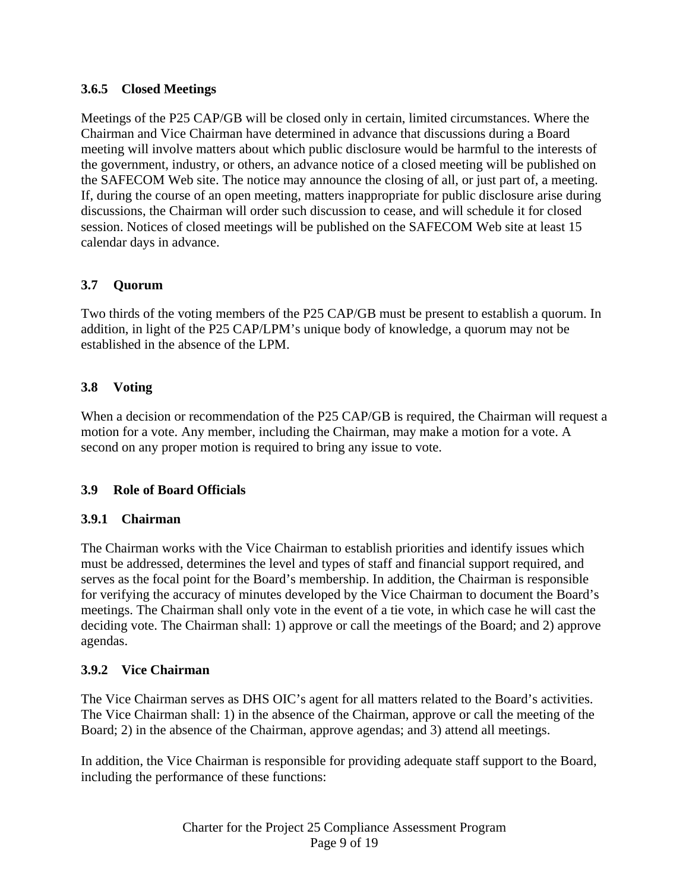### 3.6.5 Closed Meetings

Meetings of the P25 CAP/GB will be closed only in certain, limited circumstances. Where the Chairman and Vice Chairman have determined in advance that discussions during a Board meeting will involve matters about which public disclosure would be harmful to the interests of the government, industry, or others, an advance notice of a closed meeting will be published on the SAFECOM Web site. The notice may announce the closing of all, or just part of, a meeting. If, during the course of an open meeting, matters inappropriate for public disclosure arise during discussions, the Chairman will order such discussion to cease, and will schedule it for closed session. Notices of closed meetings will be published on the SAFECOM Web site at least 15 calendar days in advance.

## 3.7 Quorum

Two thirds of the voting members of the P25 CAP/GB must be present to establish a quorum. In addition, in light of the P25 CAP/LPM's unique body of knowledge, a quorum may not be established in the absence of the LPM.

## 3.8 Voting

When a decision or recommendation of the P25 CAP/GB is required, the Chairman will request a motion for a vote. Any member, including the Chairman, may make a motion for a vote. A second on any proper motion is required to bring any issue to vote.

## 3.9 Role of Board Officials

### 3.9.1 Chairman

The Chairman works with the Vice Chairman to establish priorities and identify issues which must be addressed, determines the level and types of staff and financial support required, and serves as the focal point for the Board's membership. In addition, the Chairman is responsible for verifying the accuracy of minutes developed by the Vice Chairman to document the Board's meetings. The Chairman shall only vote in the event of a tie vote, in which case he will cast the deciding vote. The Chairman shall: 1) approve or call the meetings of the Board; and 2) approve agendas.

### 3.9.2 Vice Chairman

The Vice Chairman serves as DHS OIC's agent for all matters related to the Board's activities. The Vice Chairman shall: 1) in the absence of the Chairman, approve or call the meeting of the Board; 2) in the absence of the Chairman, approve agendas; and 3) attend all meetings.

In addition, the Vice Chairman is responsible for providing adequate staff support to the Board, including the performance of these functions: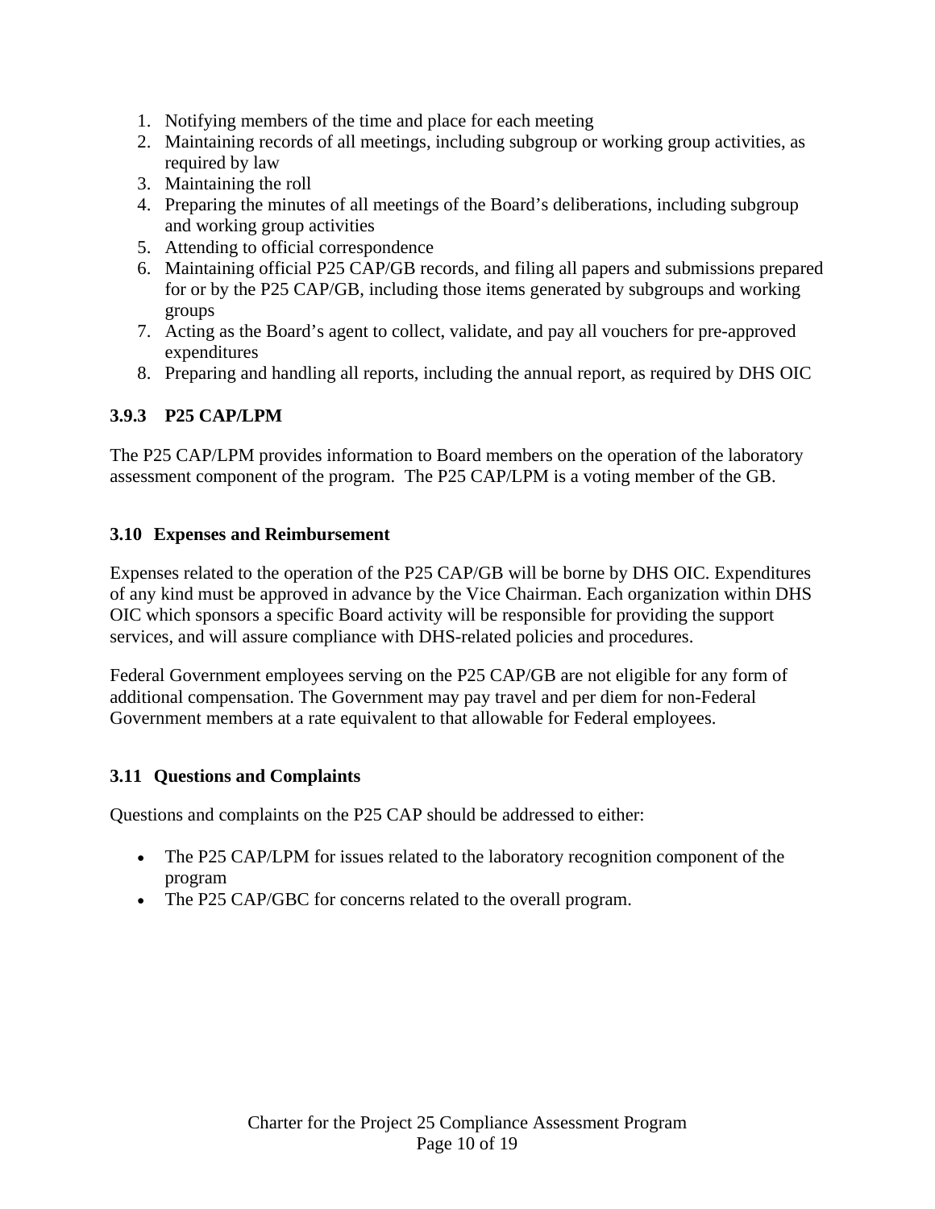1. Notifying members of the time and place for each meeting
2. Maintaining records of all meetings, including subgroup or working group activities, as required by law
3. Maintaining the roll
4. Preparing the minutes of all meetings of the Board's deliberations, including subgroup and working group activities
5. Attending to official correspondence
6. Maintaining official P25 CAP/GB records, and filing all papers and submissions prepared for or by the P25 CAP/GB, including those items generated by subgroups and working groups
7. Acting as the Board's agent to collect, validate, and pay all vouchers for pre-approved expenditures
8. Preparing and handling all reports, including the annual report, as required by DHS OIC

#### 3.9.3 P25 CAP/LPM

The P25 CAP/LPM provides information to Board members on the operation of the laboratory assessment component of the program. The P25 CAP/LPM is a voting member of the GB.

### 3.10 Expenses and Reimbursement

Expenses related to the operation of the P25 CAP/GB will be borne by DHS OIC. Expenditures of any kind must be approved in advance by the Vice Chairman. Each organization within DHS OIC which sponsors a specific Board activity will be responsible for providing the support services, and will assure compliance with DHS-related policies and procedures.

Federal Government employees serving on the P25 CAP/GB are not eligible for any form of additional compensation. The Government may pay travel and per diem for non-Federal Government members at a rate equivalent to that allowable for Federal employees.

### 3.11 Questions and Complaints

Questions and complaints on the P25 CAP should be addressed to either:

- The P25 CAP/LPM for issues related to the laboratory recognition component of the program
- The P25 CAP/GBC for concerns related to the overall program.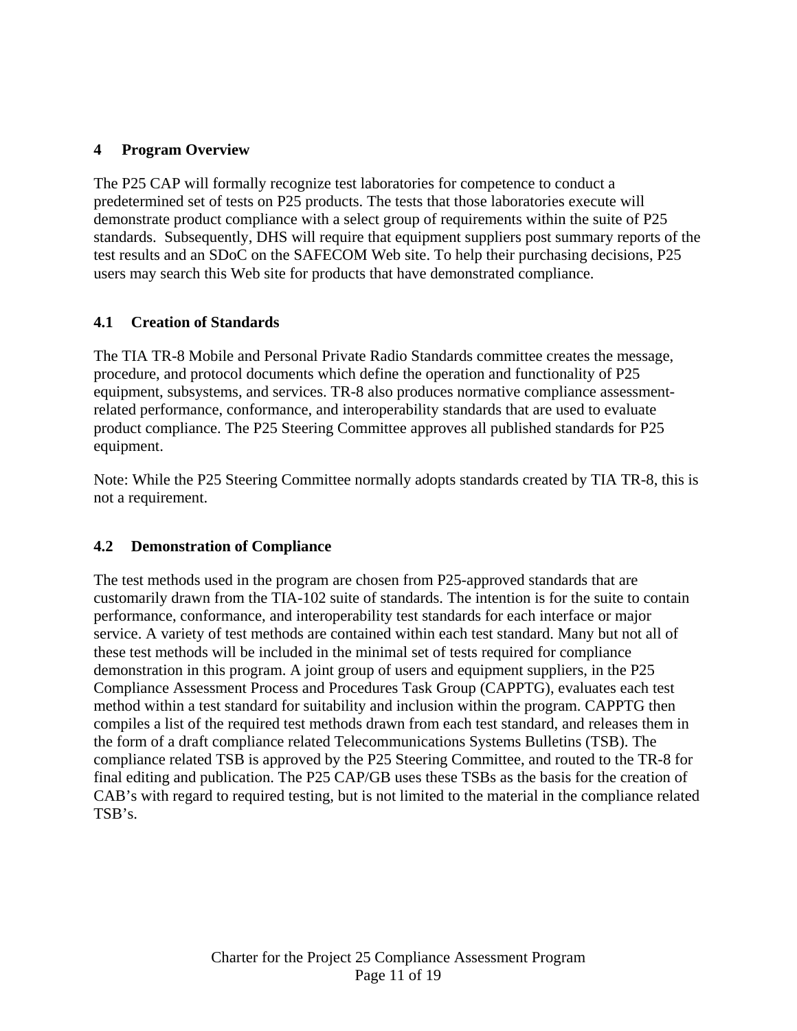# 4 Program Overview

The P25 CAP will formally recognize test laboratories for competence to conduct a predetermined set of tests on P25 products. The tests that those laboratories execute will demonstrate product compliance with a select group of requirements within the suite of P25 standards. Subsequently, DHS will require that equipment suppliers post summary reports of the test results and an SDoC on the SAFECOM Web site. To help their purchasing decisions, P25 users may search this Web site for products that have demonstrated compliance.

## 4.1 Creation of Standards

The TIA TR-8 Mobile and Personal Private Radio Standards committee creates the message, procedure, and protocol documents which define the operation and functionality of P25 equipment, subsystems, and services. TR-8 also produces normative compliance assessment-related performance, conformance, and interoperability standards that are used to evaluate product compliance. The P25 Steering Committee approves all published standards for P25 equipment.

Note: While the P25 Steering Committee normally adopts standards created by TIA TR-8, this is not a requirement.

## 4.2 Demonstration of Compliance

The test methods used in the program are chosen from P25-approved standards that are customarily drawn from the TIA-102 suite of standards. The intention is for the suite to contain performance, conformance, and interoperability test standards for each interface or major service. A variety of test methods are contained within each test standard. Many but not all of these test methods will be included in the minimal set of tests required for compliance demonstration in this program. A joint group of users and equipment suppliers, in the P25 Compliance Assessment Process and Procedures Task Group (CAPPTG), evaluates each test method within a test standard for suitability and inclusion within the program. CAPPTG then compiles a list of the required test methods drawn from each test standard, and releases them in the form of a draft compliance related Telecommunications Systems Bulletins (TSB). The compliance related TSB is approved by the P25 Steering Committee, and routed to the TR-8 for final editing and publication. The P25 CAP/GB uses these TSBs as the basis for the creation of CAB's with regard to required testing, but is not limited to the material in the compliance related TSB's.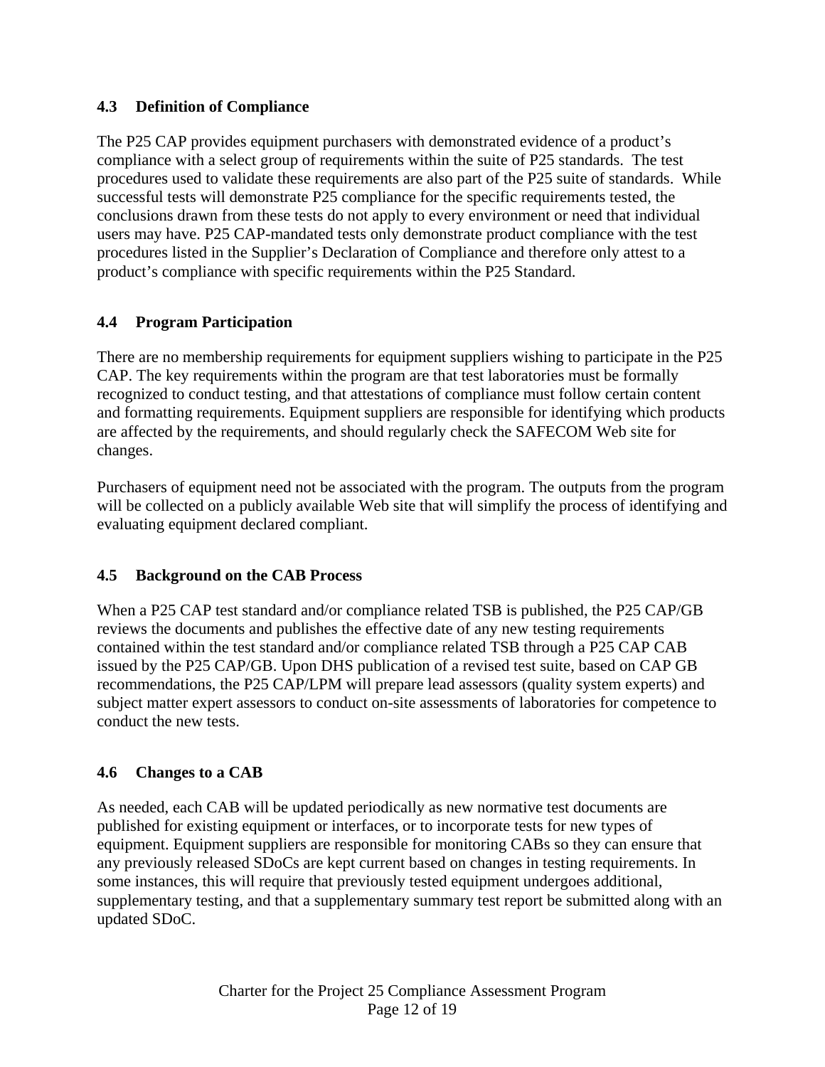### 4.3 Definition of Compliance

The P25 CAP provides equipment purchasers with demonstrated evidence of a product's compliance with a select group of requirements within the suite of P25 standards. The test procedures used to validate these requirements are also part of the P25 suite of standards. While successful tests will demonstrate P25 compliance for the specific requirements tested, the conclusions drawn from these tests do not apply to every environment or need that individual users may have. P25 CAP-mandated tests only demonstrate product compliance with the test procedures listed in the Supplier's Declaration of Compliance and therefore only attest to a product's compliance with specific requirements within the P25 Standard.

### 4.4 Program Participation

There are no membership requirements for equipment suppliers wishing to participate in the P25 CAP. The key requirements within the program are that test laboratories must be formally recognized to conduct testing, and that attestations of compliance must follow certain content and formatting requirements. Equipment suppliers are responsible for identifying which products are affected by the requirements, and should regularly check the SAFECOM Web site for changes.

Purchasers of equipment need not be associated with the program. The outputs from the program will be collected on a publicly available Web site that will simplify the process of identifying and evaluating equipment declared compliant.

### 4.5 Background on the CAB Process

When a P25 CAP test standard and/or compliance related TSB is published, the P25 CAP/GB reviews the documents and publishes the effective date of any new testing requirements contained within the test standard and/or compliance related TSB through a P25 CAP CAB issued by the P25 CAP/GB. Upon DHS publication of a revised test suite, based on CAP GB recommendations, the P25 CAP/LPM will prepare lead assessors (quality system experts) and subject matter expert assessors to conduct on-site assessments of laboratories for competence to conduct the new tests.

### 4.6 Changes to a CAB

As needed, each CAB will be updated periodically as new normative test documents are published for existing equipment or interfaces, or to incorporate tests for new types of equipment. Equipment suppliers are responsible for monitoring CABs so they can ensure that any previously released SDoCs are kept current based on changes in testing requirements. In some instances, this will require that previously tested equipment undergoes additional, supplementary testing, and that a supplementary summary test report be submitted along with an updated SDoC.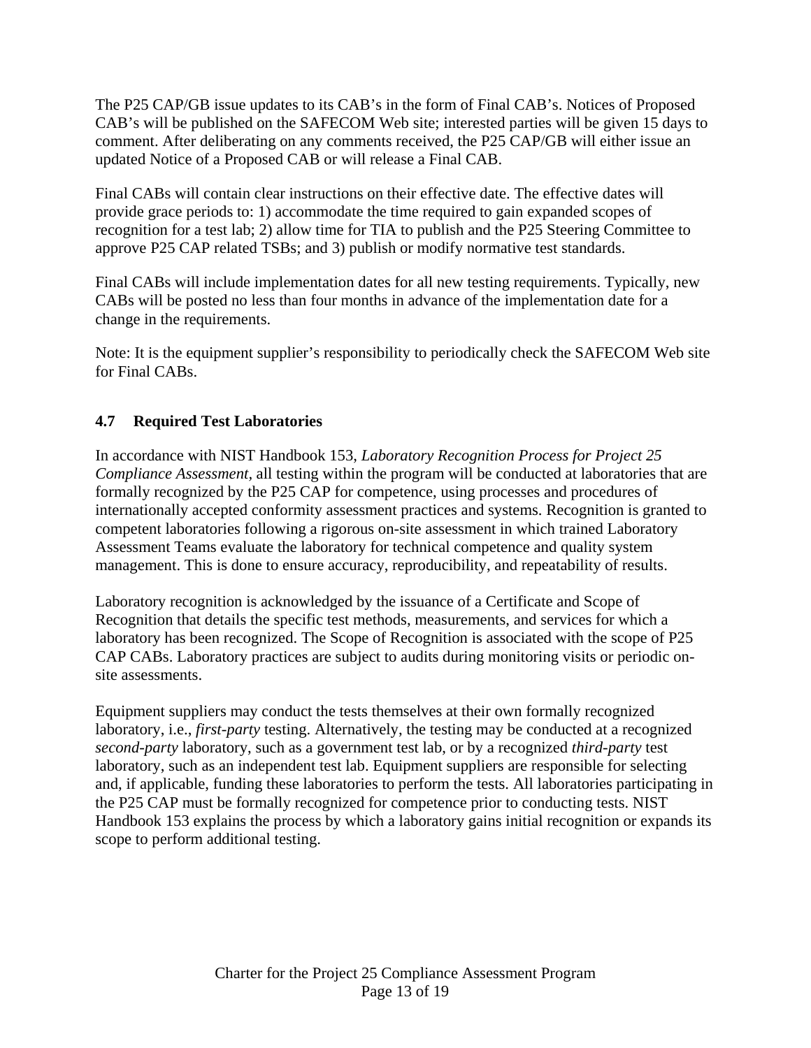The P25 CAP/GB issue updates to its CAB's in the form of Final CAB's. Notices of Proposed CAB's will be published on the SAFECOM Web site; interested parties will be given 15 days to comment. After deliberating on any comments received, the P25 CAP/GB will either issue an updated Notice of a Proposed CAB or will release a Final CAB.

Final CABs will contain clear instructions on their effective date. The effective dates will provide grace periods to: 1) accommodate the time required to gain expanded scopes of recognition for a test lab; 2) allow time for TIA to publish and the P25 Steering Committee to approve P25 CAP related TSBs; and 3) publish or modify normative test standards.

Final CABs will include implementation dates for all new testing requirements. Typically, new CABs will be posted no less than four months in advance of the implementation date for a change in the requirements.

Note: It is the equipment supplier's responsibility to periodically check the SAFECOM Web site for Final CABs.

### 4.7 Required Test Laboratories

In accordance with NIST Handbook 153, *Laboratory Recognition Process for Project 25 Compliance Assessment*, all testing within the program will be conducted at laboratories that are formally recognized by the P25 CAP for competence, using processes and procedures of internationally accepted conformity assessment practices and systems. Recognition is granted to competent laboratories following a rigorous on-site assessment in which trained Laboratory Assessment Teams evaluate the laboratory for technical competence and quality system management. This is done to ensure accuracy, reproducibility, and repeatability of results.

Laboratory recognition is acknowledged by the issuance of a Certificate and Scope of Recognition that details the specific test methods, measurements, and services for which a laboratory has been recognized. The Scope of Recognition is associated with the scope of P25 CAP CABs. Laboratory practices are subject to audits during monitoring visits or periodic on-site assessments.

Equipment suppliers may conduct the tests themselves at their own formally recognized laboratory, i.e., *first-party* testing. Alternatively, the testing may be conducted at a recognized *second-party* laboratory, such as a government test lab, or by a recognized *third-party* test laboratory, such as an independent test lab. Equipment suppliers are responsible for selecting and, if applicable, funding these laboratories to perform the tests. All laboratories participating in the P25 CAP must be formally recognized for competence prior to conducting tests. NIST Handbook 153 explains the process by which a laboratory gains initial recognition or expands its scope to perform additional testing.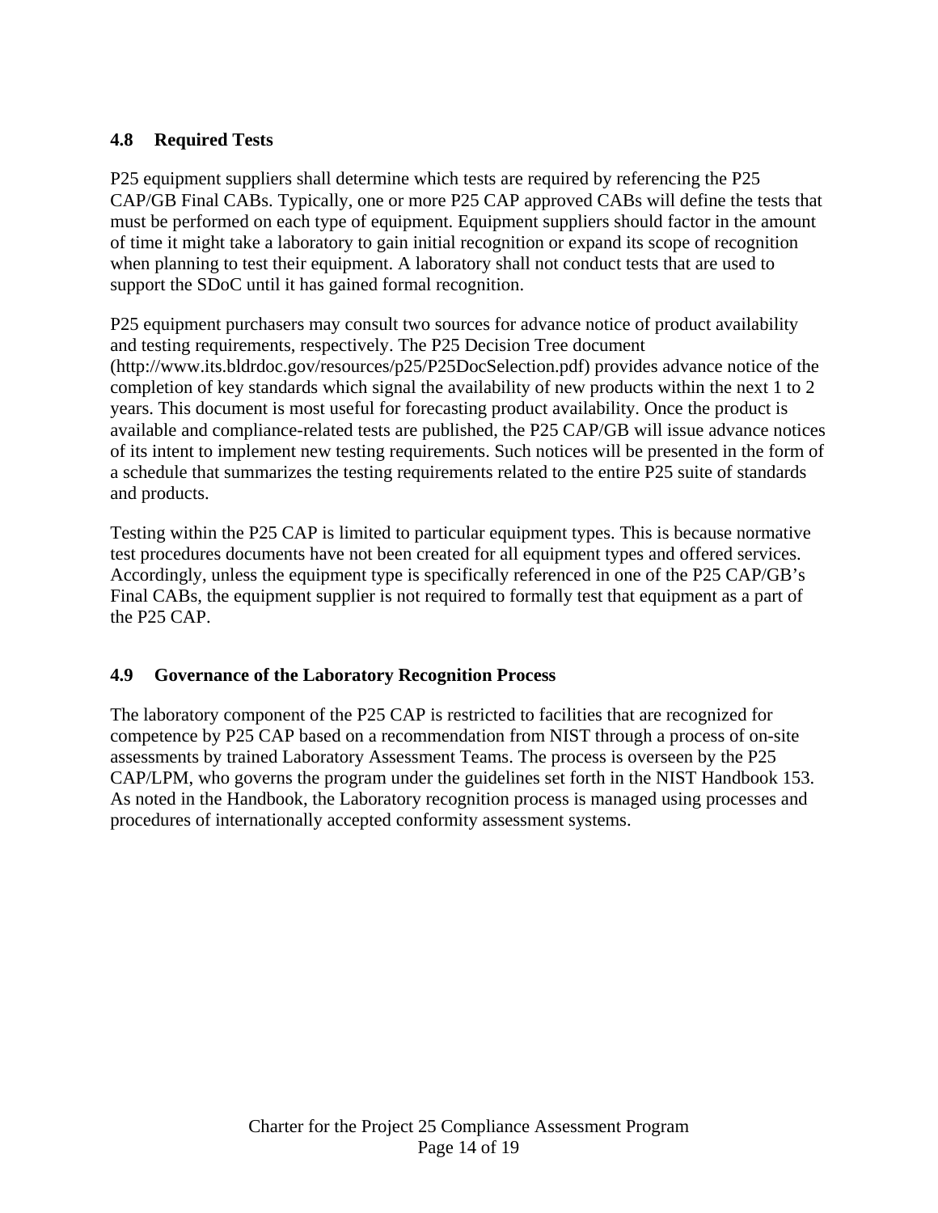### 4.8 Required Tests

P25 equipment suppliers shall determine which tests are required by referencing the P25 CAP/GB Final CABs. Typically, one or more P25 CAP approved CABs will define the tests that must be performed on each type of equipment. Equipment suppliers should factor in the amount of time it might take a laboratory to gain initial recognition or expand its scope of recognition when planning to test their equipment. A laboratory shall not conduct tests that are used to support the SDoC until it has gained formal recognition.

P25 equipment purchasers may consult two sources for advance notice of product availability and testing requirements, respectively. The P25 Decision Tree document (http://www.its.bldrdoc.gov/resources/p25/P25DocSelection.pdf) provides advance notice of the completion of key standards which signal the availability of new products within the next 1 to 2 years. This document is most useful for forecasting product availability. Once the product is available and compliance-related tests are published, the P25 CAP/GB will issue advance notices of its intent to implement new testing requirements. Such notices will be presented in the form of a schedule that summarizes the testing requirements related to the entire P25 suite of standards and products.

Testing within the P25 CAP is limited to particular equipment types. This is because normative test procedures documents have not been created for all equipment types and offered services. Accordingly, unless the equipment type is specifically referenced in one of the P25 CAP/GB's Final CABs, the equipment supplier is not required to formally test that equipment as a part of the P25 CAP.

### 4.9 Governance of the Laboratory Recognition Process

The laboratory component of the P25 CAP is restricted to facilities that are recognized for competence by P25 CAP based on a recommendation from NIST through a process of on-site assessments by trained Laboratory Assessment Teams. The process is overseen by the P25 CAP/LPM, who governs the program under the guidelines set forth in the NIST Handbook 153. As noted in the Handbook, the Laboratory recognition process is managed using processes and procedures of internationally accepted conformity assessment systems.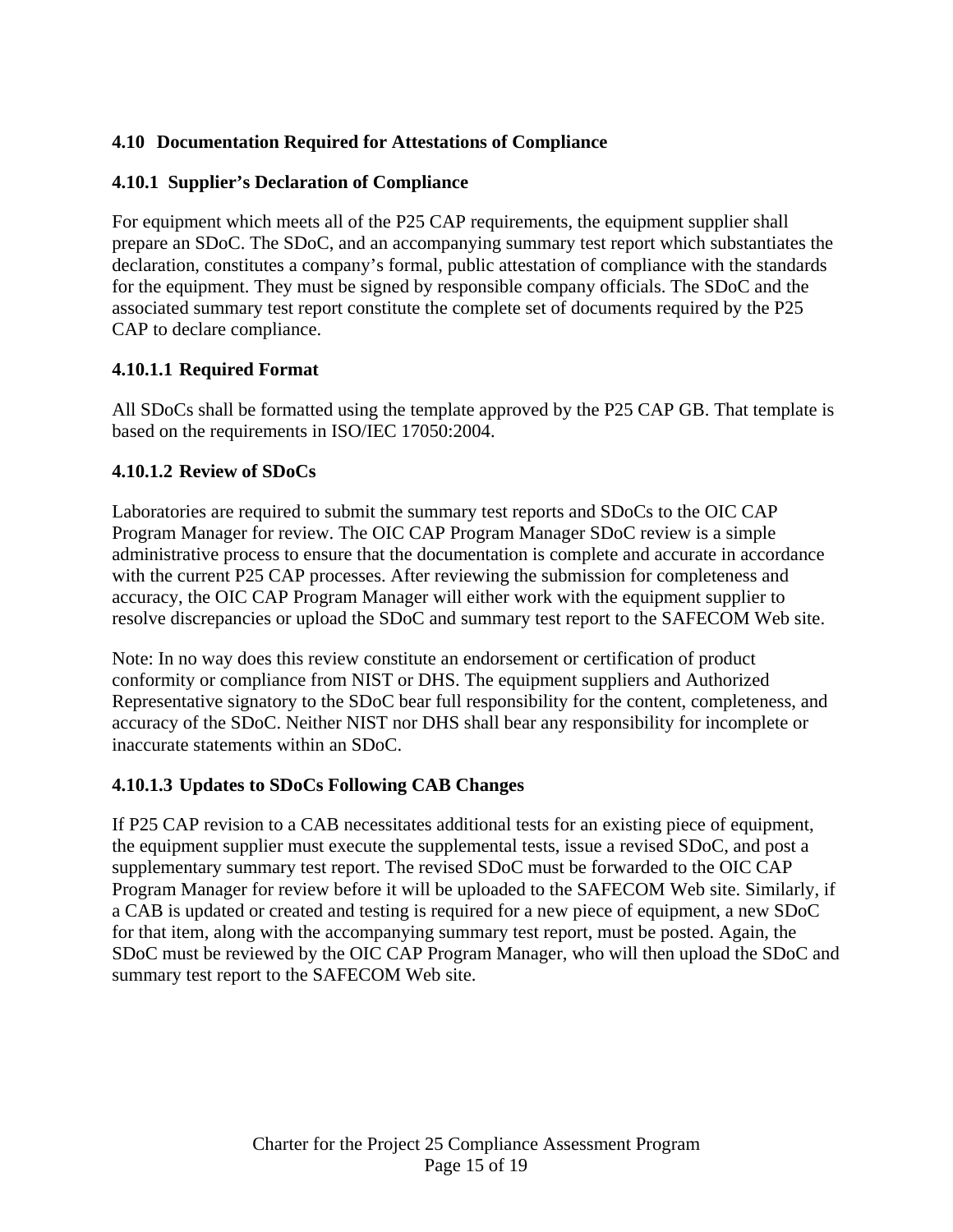## 4.10 Documentation Required for Attestations of Compliance

### 4.10.1 Supplier's Declaration of Compliance

For equipment which meets all of the P25 CAP requirements, the equipment supplier shall prepare an SDoC. The SDoC, and an accompanying summary test report which substantiates the declaration, constitutes a company's formal, public attestation of compliance with the standards for the equipment. They must be signed by responsible company officials. The SDoC and the associated summary test report constitute the complete set of documents required by the P25 CAP to declare compliance.

#### 4.10.1.1 Required Format

All SDoCs shall be formatted using the template approved by the P25 CAP GB. That template is based on the requirements in ISO/IEC 17050:2004.

#### 4.10.1.2 Review of SDoCs

Laboratories are required to submit the summary test reports and SDoCs to the OIC CAP Program Manager for review. The OIC CAP Program Manager SDoC review is a simple administrative process to ensure that the documentation is complete and accurate in accordance with the current P25 CAP processes. After reviewing the submission for completeness and accuracy, the OIC CAP Program Manager will either work with the equipment supplier to resolve discrepancies or upload the SDoC and summary test report to the SAFECOM Web site.

Note: In no way does this review constitute an endorsement or certification of product conformity or compliance from NIST or DHS. The equipment suppliers and Authorized Representative signatory to the SDoC bear full responsibility for the content, completeness, and accuracy of the SDoC. Neither NIST nor DHS shall bear any responsibility for incomplete or inaccurate statements within an SDoC.

#### 4.10.1.3 Updates to SDoCs Following CAB Changes

If P25 CAP revision to a CAB necessitates additional tests for an existing piece of equipment, the equipment supplier must execute the supplemental tests, issue a revised SDoC, and post a supplementary summary test report. The revised SDoC must be forwarded to the OIC CAP Program Manager for review before it will be uploaded to the SAFECOM Web site. Similarly, if a CAB is updated or created and testing is required for a new piece of equipment, a new SDoC for that item, along with the accompanying summary test report, must be posted. Again, the SDoC must be reviewed by the OIC CAP Program Manager, who will then upload the SDoC and summary test report to the SAFECOM Web site.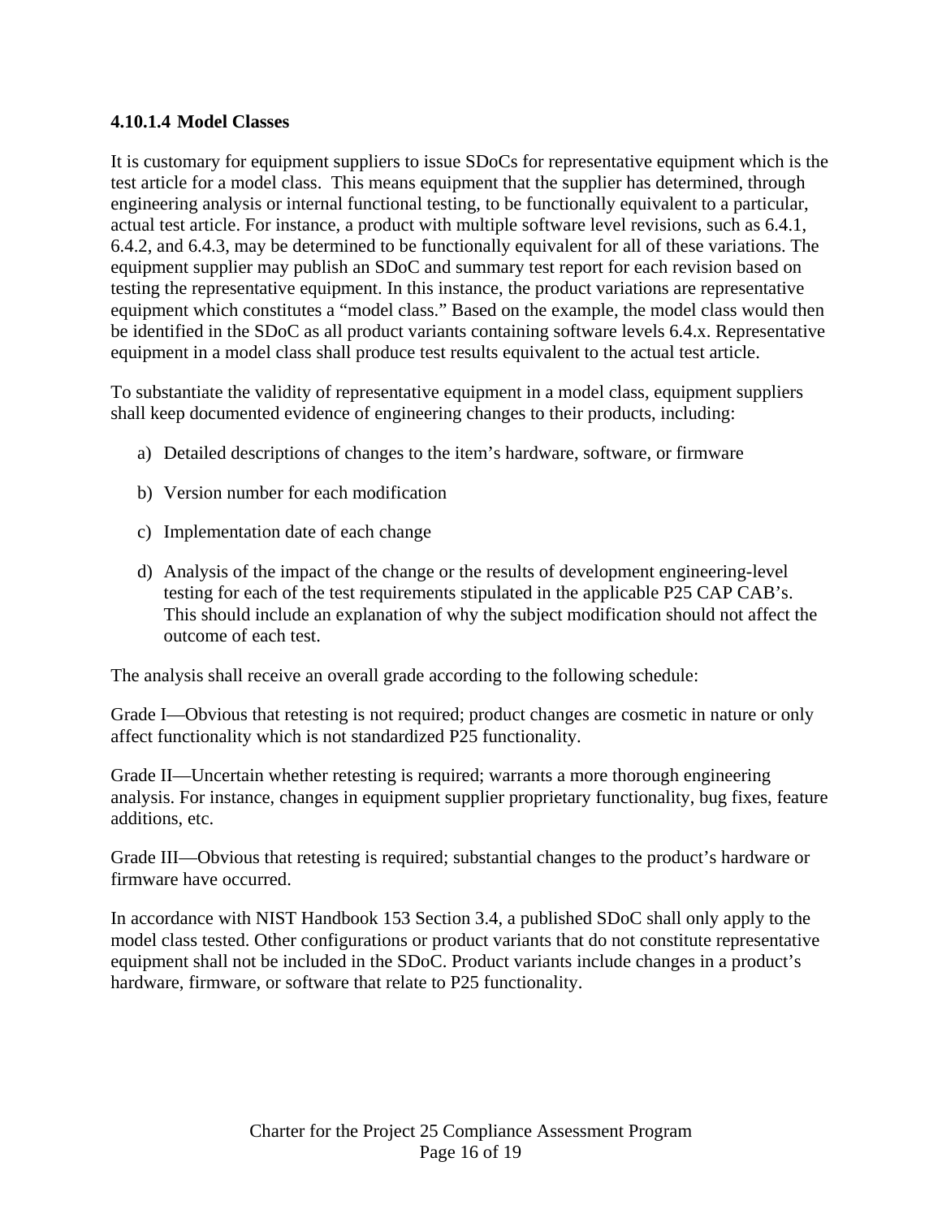#### 4.10.1.4 Model Classes

It is customary for equipment suppliers to issue SDoCs for representative equipment which is the test article for a model class. This means equipment that the supplier has determined, through engineering analysis or internal functional testing, to be functionally equivalent to a particular, actual test article. For instance, a product with multiple software level revisions, such as 6.4.1, 6.4.2, and 6.4.3, may be determined to be functionally equivalent for all of these variations. The equipment supplier may publish an SDoC and summary test report for each revision based on testing the representative equipment. In this instance, the product variations are representative equipment which constitutes a "model class." Based on the example, the model class would then be identified in the SDoC as all product variants containing software levels 6.4.x. Representative equipment in a model class shall produce test results equivalent to the actual test article.

To substantiate the validity of representative equipment in a model class, equipment suppliers shall keep documented evidence of engineering changes to their products, including:

a) Detailed descriptions of changes to the item's hardware, software, or firmware

b) Version number for each modification

c) Implementation date of each change

d) Analysis of the impact of the change or the results of development engineering-level testing for each of the test requirements stipulated in the applicable P25 CAP CAB's. This should include an explanation of why the subject modification should not affect the outcome of each test.

The analysis shall receive an overall grade according to the following schedule:

Grade I—Obvious that retesting is not required; product changes are cosmetic in nature or only affect functionality which is not standardized P25 functionality.

Grade II—Uncertain whether retesting is required; warrants a more thorough engineering analysis. For instance, changes in equipment supplier proprietary functionality, bug fixes, feature additions, etc.

Grade III—Obvious that retesting is required; substantial changes to the product's hardware or firmware have occurred.

In accordance with NIST Handbook 153 Section 3.4, a published SDoC shall only apply to the model class tested. Other configurations or product variants that do not constitute representative equipment shall not be included in the SDoC. Product variants include changes in a product's hardware, firmware, or software that relate to P25 functionality.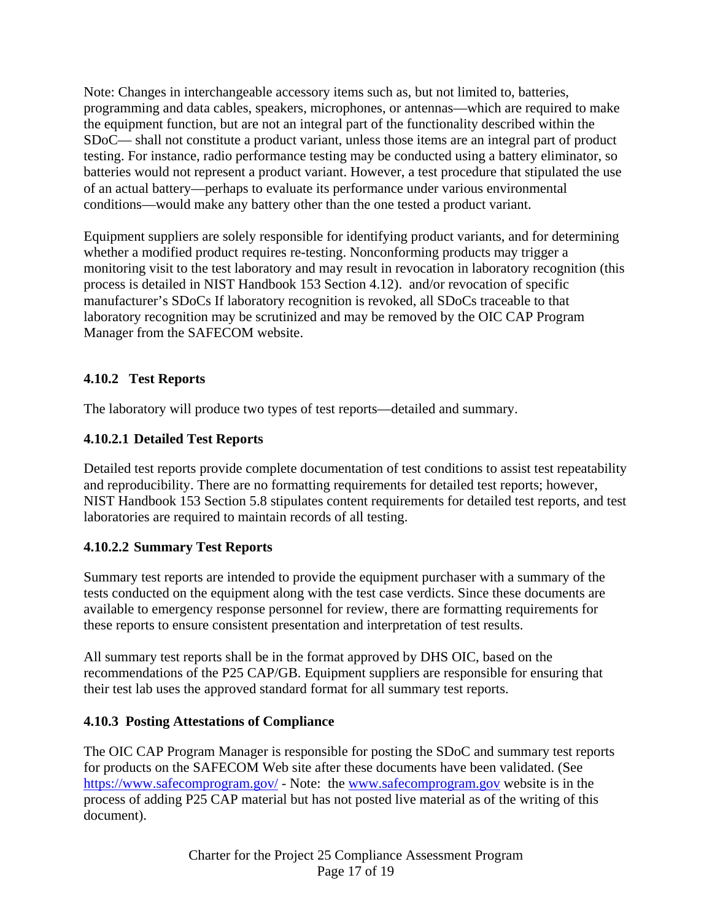Note: Changes in interchangeable accessory items such as, but not limited to, batteries, programming and data cables, speakers, microphones, or antennas—which are required to make the equipment function, but are not an integral part of the functionality described within the SDoC— shall not constitute a product variant, unless those items are an integral part of product testing. For instance, radio performance testing may be conducted using a battery eliminator, so batteries would not represent a product variant. However, a test procedure that stipulated the use of an actual battery—perhaps to evaluate its performance under various environmental conditions—would make any battery other than the one tested a product variant.

Equipment suppliers are solely responsible for identifying product variants, and for determining whether a modified product requires re-testing. Nonconforming products may trigger a monitoring visit to the test laboratory and may result in revocation in laboratory recognition (this process is detailed in NIST Handbook 153 Section 4.12). and/or revocation of specific manufacturer's SDoCs If laboratory recognition is revoked, all SDoCs traceable to that laboratory recognition may be scrutinized and may be removed by the OIC CAP Program Manager from the SAFECOM website.

### 4.10.2 Test Reports

The laboratory will produce two types of test reports—detailed and summary.

#### 4.10.2.1 Detailed Test Reports

Detailed test reports provide complete documentation of test conditions to assist test repeatability and reproducibility. There are no formatting requirements for detailed test reports; however, NIST Handbook 153 Section 5.8 stipulates content requirements for detailed test reports, and test laboratories are required to maintain records of all testing.

#### 4.10.2.2 Summary Test Reports

Summary test reports are intended to provide the equipment purchaser with a summary of the tests conducted on the equipment along with the test case verdicts. Since these documents are available to emergency response personnel for review, there are formatting requirements for these reports to ensure consistent presentation and interpretation of test results.

All summary test reports shall be in the format approved by DHS OIC, based on the recommendations of the P25 CAP/GB. Equipment suppliers are responsible for ensuring that their test lab uses the approved standard format for all summary test reports.

### 4.10.3 Posting Attestations of Compliance

The OIC CAP Program Manager is responsible for posting the SDoC and summary test reports for products on the SAFECOM Web site after these documents have been validated. (See https://www.safecomprogram.gov/ - Note: the www.safecomprogram.gov website is in the process of adding P25 CAP material but has not posted live material as of the writing of this document).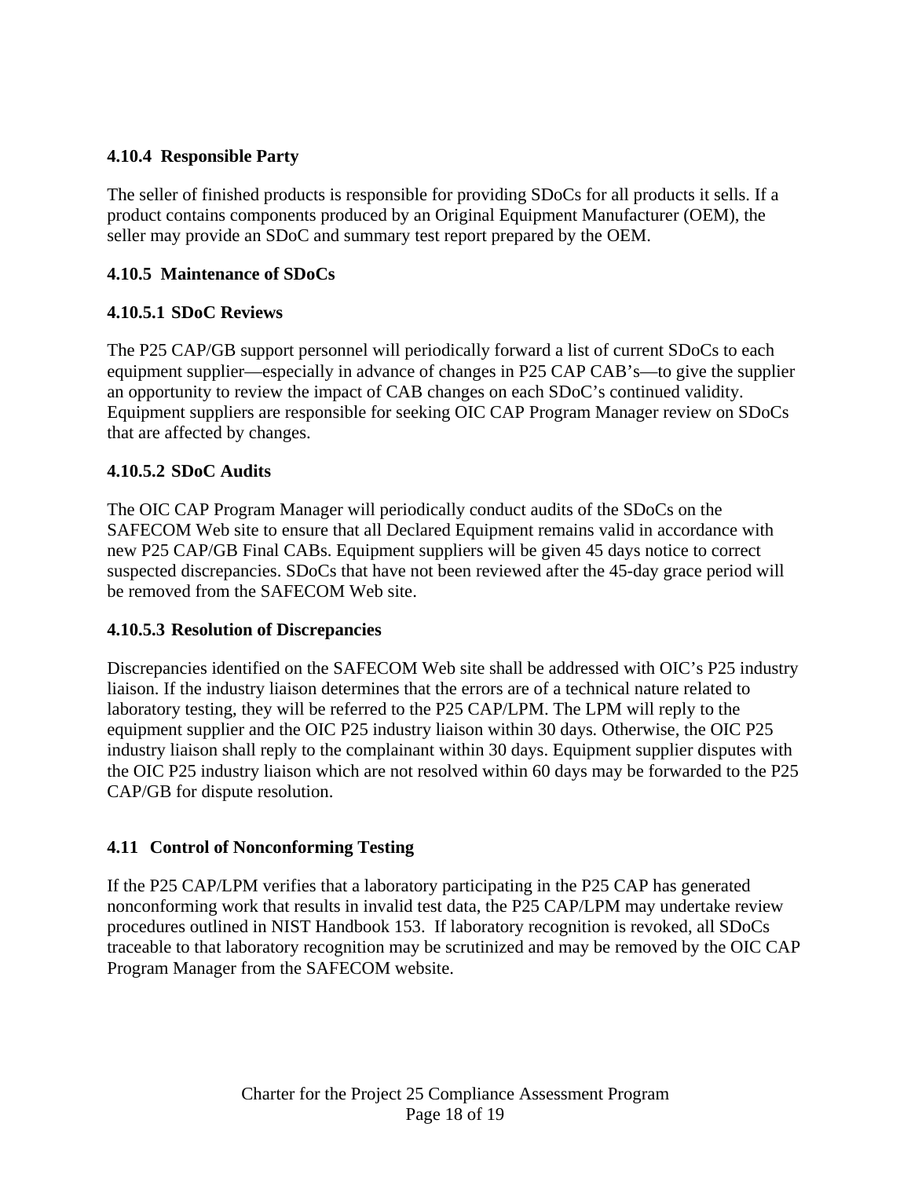#### 4.10.4 Responsible Party

The seller of finished products is responsible for providing SDoCs for all products it sells. If a product contains components produced by an Original Equipment Manufacturer (OEM), the seller may provide an SDoC and summary test report prepared by the OEM.

#### 4.10.5 Maintenance of SDoCs

##### 4.10.5.1 SDoC Reviews

The P25 CAP/GB support personnel will periodically forward a list of current SDoCs to each equipment supplier—especially in advance of changes in P25 CAP CAB's—to give the supplier an opportunity to review the impact of CAB changes on each SDoC's continued validity. Equipment suppliers are responsible for seeking OIC CAP Program Manager review on SDoCs that are affected by changes.

##### 4.10.5.2 SDoC Audits

The OIC CAP Program Manager will periodically conduct audits of the SDoCs on the SAFECOM Web site to ensure that all Declared Equipment remains valid in accordance with new P25 CAP/GB Final CABs. Equipment suppliers will be given 45 days notice to correct suspected discrepancies. SDoCs that have not been reviewed after the 45-day grace period will be removed from the SAFECOM Web site.

##### 4.10.5.3 Resolution of Discrepancies

Discrepancies identified on the SAFECOM Web site shall be addressed with OIC's P25 industry liaison. If the industry liaison determines that the errors are of a technical nature related to laboratory testing, they will be referred to the P25 CAP/LPM. The LPM will reply to the equipment supplier and the OIC P25 industry liaison within 30 days. Otherwise, the OIC P25 industry liaison shall reply to the complainant within 30 days. Equipment supplier disputes with the OIC P25 industry liaison which are not resolved within 60 days may be forwarded to the P25 CAP/GB for dispute resolution.

### 4.11 Control of Nonconforming Testing

If the P25 CAP/LPM verifies that a laboratory participating in the P25 CAP has generated nonconforming work that results in invalid test data, the P25 CAP/LPM may undertake review procedures outlined in NIST Handbook 153. If laboratory recognition is revoked, all SDoCs traceable to that laboratory recognition may be scrutinized and may be removed by the OIC CAP Program Manager from the SAFECOM website.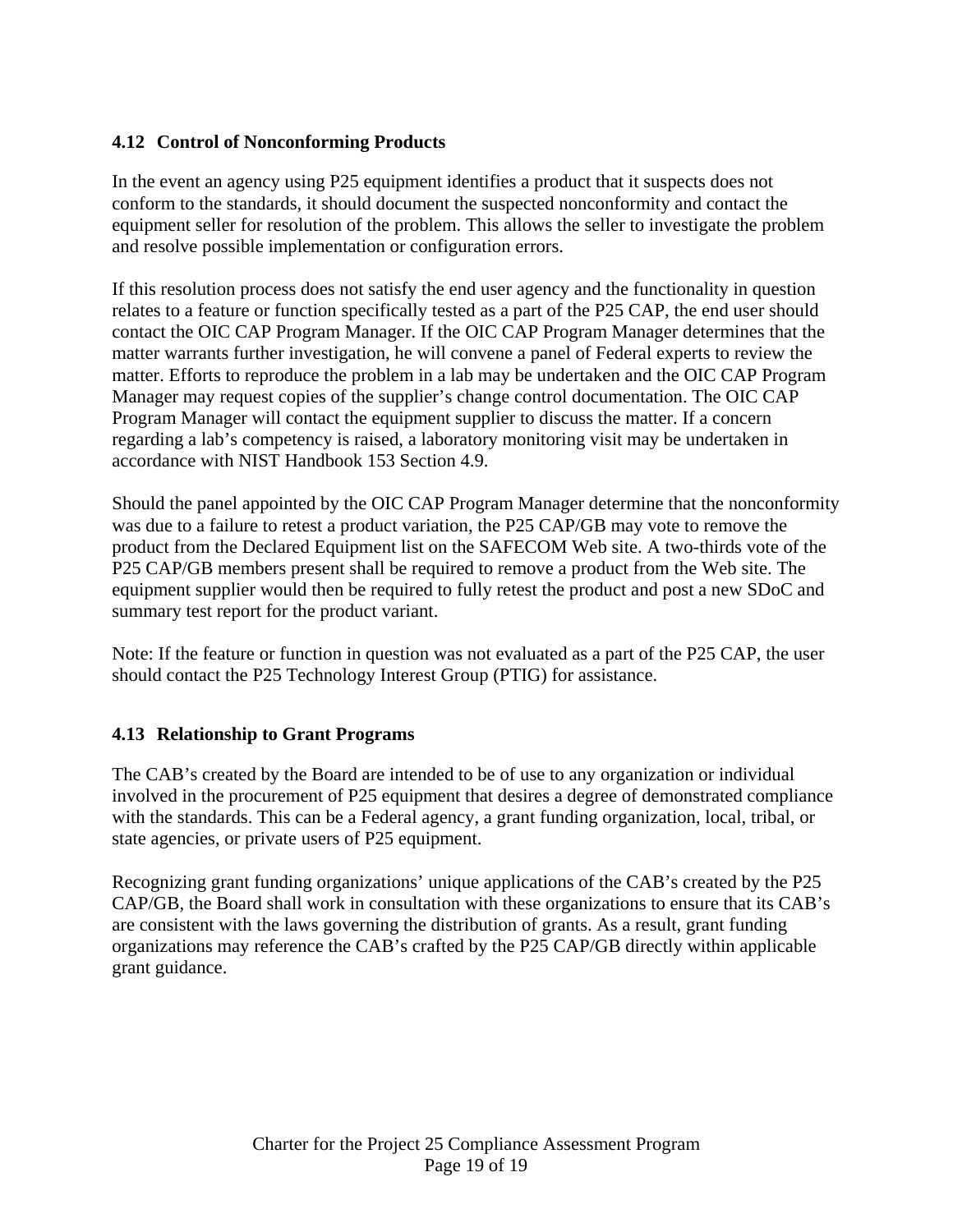### 4.12 Control of Nonconforming Products

In the event an agency using P25 equipment identifies a product that it suspects does not conform to the standards, it should document the suspected nonconformity and contact the equipment seller for resolution of the problem. This allows the seller to investigate the problem and resolve possible implementation or configuration errors.

If this resolution process does not satisfy the end user agency and the functionality in question relates to a feature or function specifically tested as a part of the P25 CAP, the end user should contact the OIC CAP Program Manager. If the OIC CAP Program Manager determines that the matter warrants further investigation, he will convene a panel of Federal experts to review the matter. Efforts to reproduce the problem in a lab may be undertaken and the OIC CAP Program Manager may request copies of the supplier's change control documentation. The OIC CAP Program Manager will contact the equipment supplier to discuss the matter. If a concern regarding a lab's competency is raised, a laboratory monitoring visit may be undertaken in accordance with NIST Handbook 153 Section 4.9.

Should the panel appointed by the OIC CAP Program Manager determine that the nonconformity was due to a failure to retest a product variation, the P25 CAP/GB may vote to remove the product from the Declared Equipment list on the SAFECOM Web site. A two-thirds vote of the P25 CAP/GB members present shall be required to remove a product from the Web site. The equipment supplier would then be required to fully retest the product and post a new SDoC and summary test report for the product variant.

Note: If the feature or function in question was not evaluated as a part of the P25 CAP, the user should contact the P25 Technology Interest Group (PTIG) for assistance.

### 4.13 Relationship to Grant Programs

The CAB's created by the Board are intended to be of use to any organization or individual involved in the procurement of P25 equipment that desires a degree of demonstrated compliance with the standards. This can be a Federal agency, a grant funding organization, local, tribal, or state agencies, or private users of P25 equipment.

Recognizing grant funding organizations' unique applications of the CAB's created by the P25 CAP/GB, the Board shall work in consultation with these organizations to ensure that its CAB's are consistent with the laws governing the distribution of grants. As a result, grant funding organizations may reference the CAB's crafted by the P25 CAP/GB directly within applicable grant guidance.